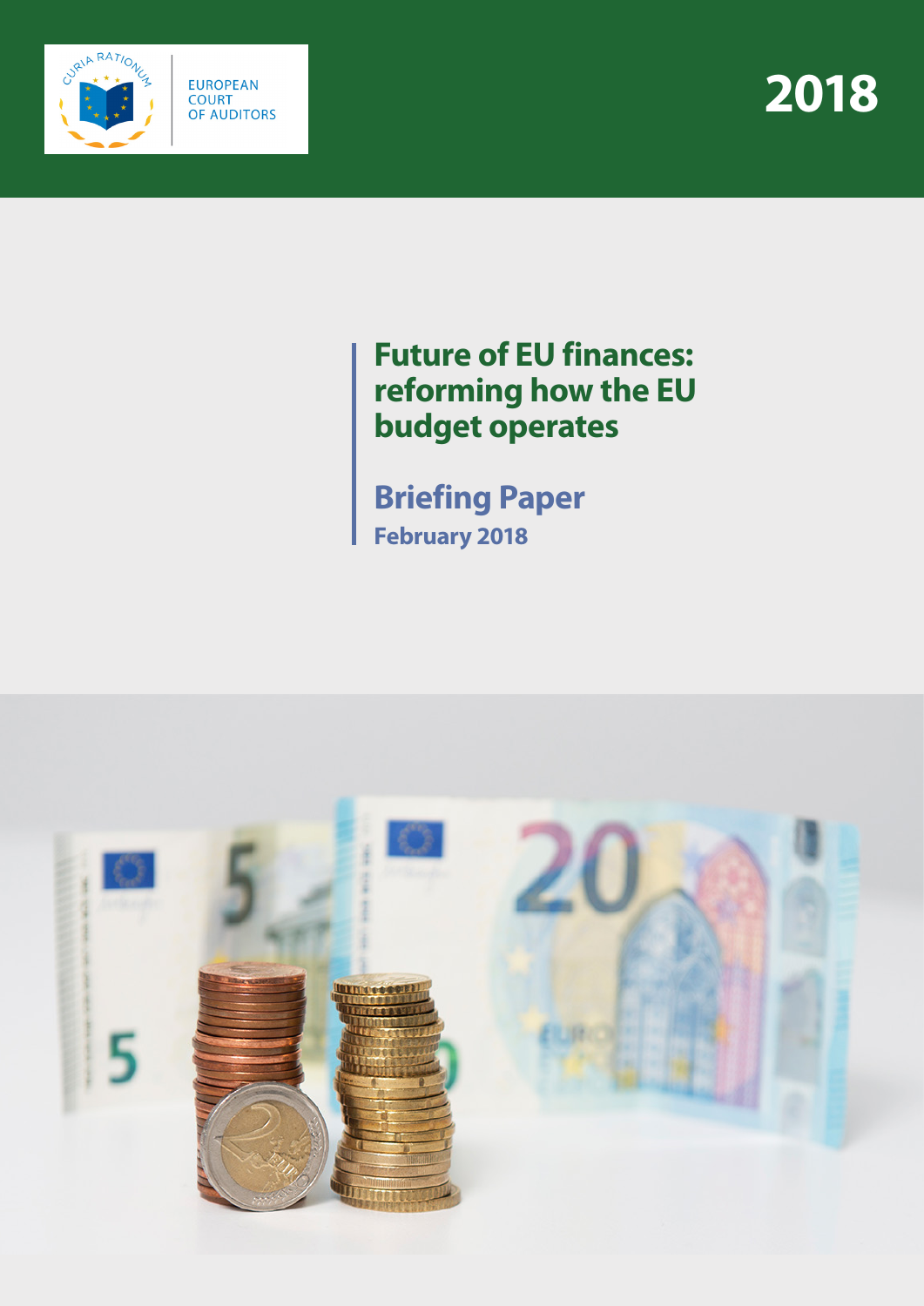EUROPEAN COURT OF AUDITORS

2018

# Future of EU finances: reforming how the EU budget operates

## Briefing Paper

**February 2018**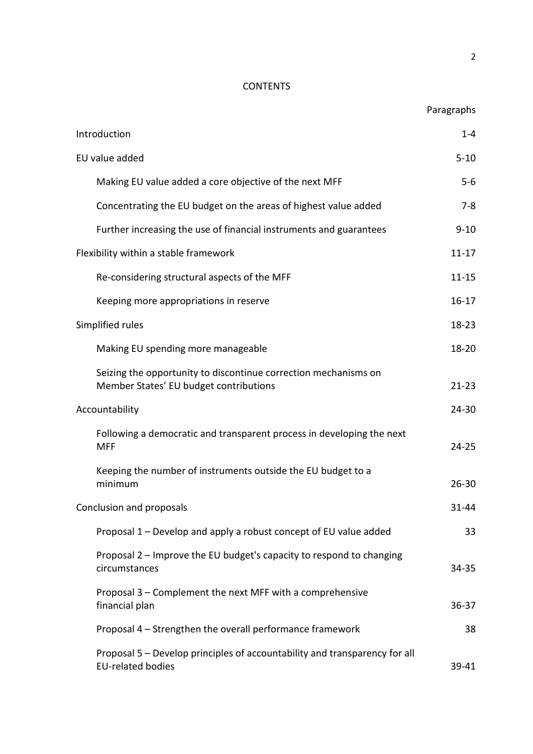# CONTENTS

| | Paragraphs |
|---|---|
| Introduction | 1-4 |
| EU value added | 5-10 |
| Making EU value added a core objective of the next MFF | 5-6 |
| Concentrating the EU budget on the areas of highest value added | 7-8 |
| Further increasing the use of financial instruments and guarantees | 9-10 |
| Flexibility within a stable framework | 11-17 |
| Re-considering structural aspects of the MFF | 11-15 |
| Keeping more appropriations in reserve | 16-17 |
| Simplified rules | 18-23 |
| Making EU spending more manageable | 18-20 |
| Seizing the opportunity to discontinue correction mechanisms on Member States' EU budget contributions | 21-23 |
| Accountability | 24-30 |
| Following a democratic and transparent process in developing the next MFF | 24-25 |
| Keeping the number of instruments outside the EU budget to a minimum | 26-30 |
| Conclusion and proposals | 31-44 |
| Proposal 1 – Develop and apply a robust concept of EU value added | 33 |
| Proposal 2 – Improve the EU budget's capacity to respond to changing circumstances | 34-35 |
| Proposal 3 – Complement the next MFF with a comprehensive financial plan | 36-37 |
| Proposal 4 – Strengthen the overall performance framework | 38 |
| Proposal 5 – Develop principles of accountability and transparency for all EU-related bodies | 39-41 |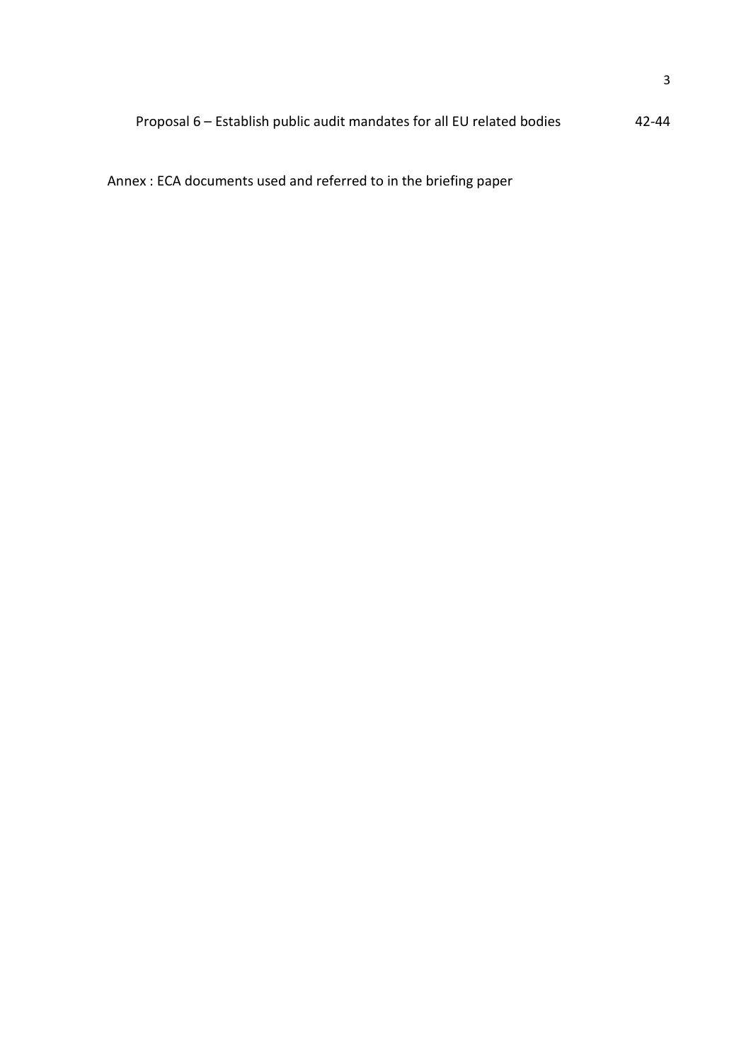| | |
|---|---|
| Proposal 6 – Establish public audit mandates for all EU related bodies | 42-44 |

Annex : ECA documents used and referred to in the briefing paper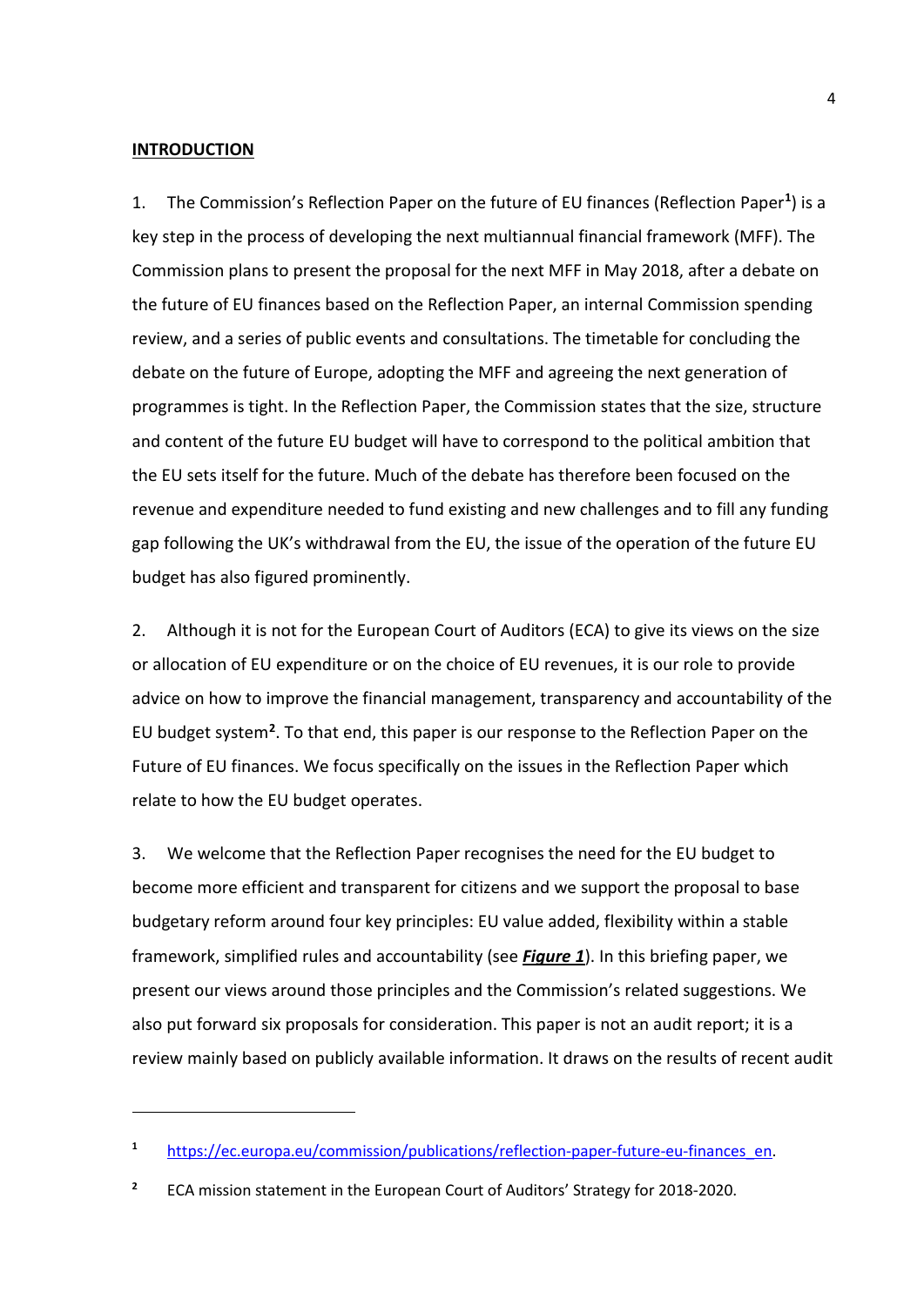## INTRODUCTION

1. The Commission's Reflection Paper on the future of EU finances (Reflection Paper[1]) is a key step in the process of developing the next multiannual financial framework (MFF). The Commission plans to present the proposal for the next MFF in May 2018, after a debate on the future of EU finances based on the Reflection Paper, an internal Commission spending review, and a series of public events and consultations. The timetable for concluding the debate on the future of Europe, adopting the MFF and agreeing the next generation of programmes is tight. In the Reflection Paper, the Commission states that the size, structure and content of the future EU budget will have to correspond to the political ambition that the EU sets itself for the future. Much of the debate has therefore been focused on the revenue and expenditure needed to fund existing and new challenges and to fill any funding gap following the UK's withdrawal from the EU, the issue of the operation of the future EU budget has also figured prominently.

2. Although it is not for the European Court of Auditors (ECA) to give its views on the size or allocation of EU expenditure or on the choice of EU revenues, it is our role to provide advice on how to improve the financial management, transparency and accountability of the EU budget system[2]. To that end, this paper is our response to the Reflection Paper on the Future of EU finances. We focus specifically on the issues in the Reflection Paper which relate to how the EU budget operates.

3. We welcome that the Reflection Paper recognises the need for the EU budget to become more efficient and transparent for citizens and we support the proposal to base budgetary reform around four key principles: EU value added, flexibility within a stable framework, simplified rules and accountability (see ***Figure 1***). In this briefing paper, we present our views around those principles and the Commission's related suggestions. We also put forward six proposals for consideration. This paper is not an audit report; it is a review mainly based on publicly available information. It draws on the results of recent audit

---

[1] https://ec.europa.eu/commission/publications/reflection-paper-future-eu-finances_en.

[2] ECA mission statement in the European Court of Auditors' Strategy for 2018-2020.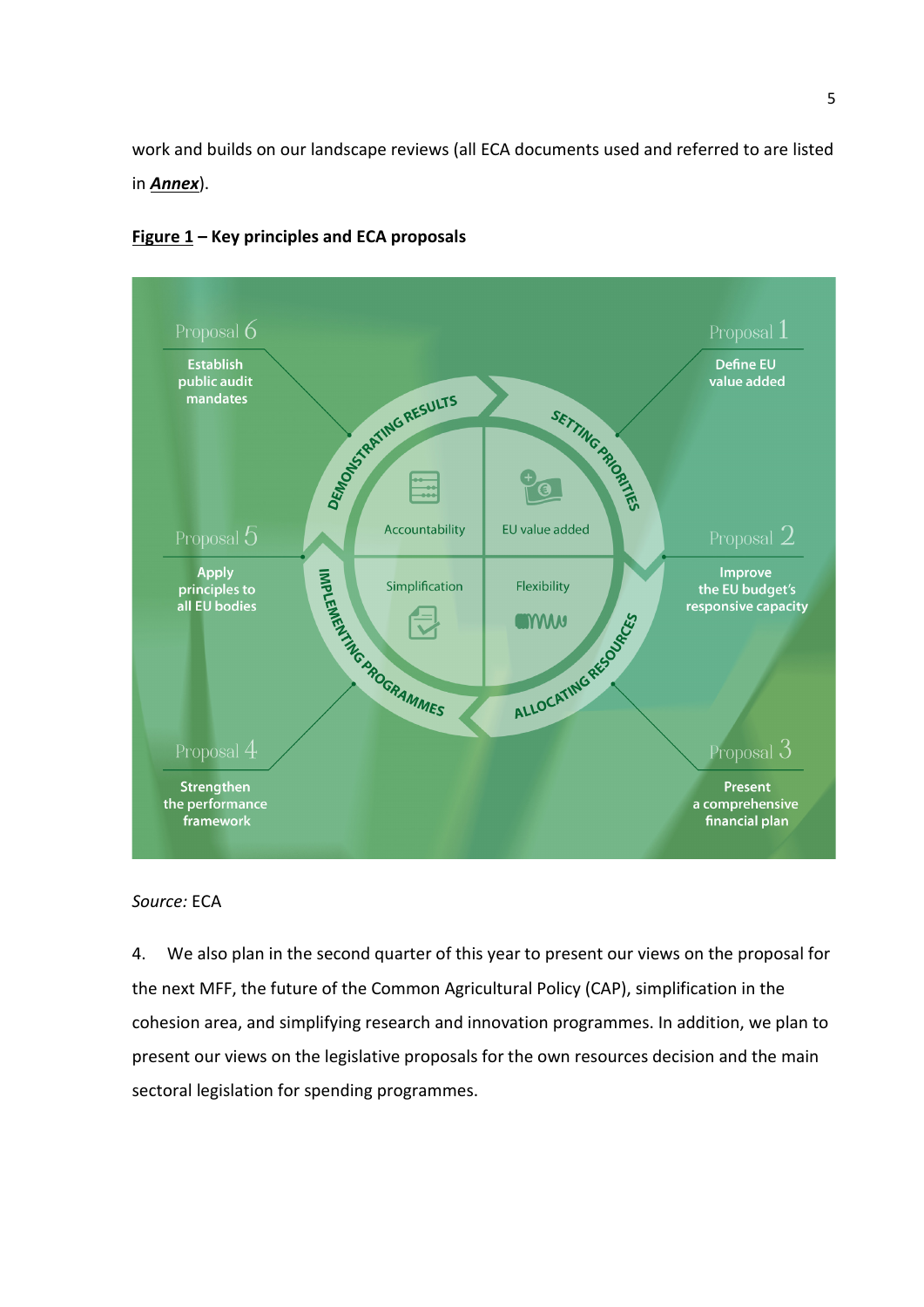work and builds on our landscape reviews (all ECA documents used and referred to are listed in ***Annex***).

**Figure 1 – Key principles and ECA proposals**

Proposal 1
**Define EU value added**

Proposal 2
**Improve the EU budget's responsive capacity**

Proposal 3
**Present a comprehensive financial plan**

Proposal 4
**Strengthen the performance framework**

Proposal 5
**Apply principles to all EU bodies**

Proposal 6
**Establish public audit mandates**

SETTING PRIORITIES – EU value added

ALLOCATING RESOURCES – Flexibility

IMPLEMENTING PROGRAMMES – Simplification

DEMONSTRATING RESULTS – Accountability

*Source:* ECA

4. We also plan in the second quarter of this year to present our views on the proposal for the next MFF, the future of the Common Agricultural Policy (CAP), simplification in the cohesion area, and simplifying research and innovation programmes. In addition, we plan to present our views on the legislative proposals for the own resources decision and the main sectoral legislation for spending programmes.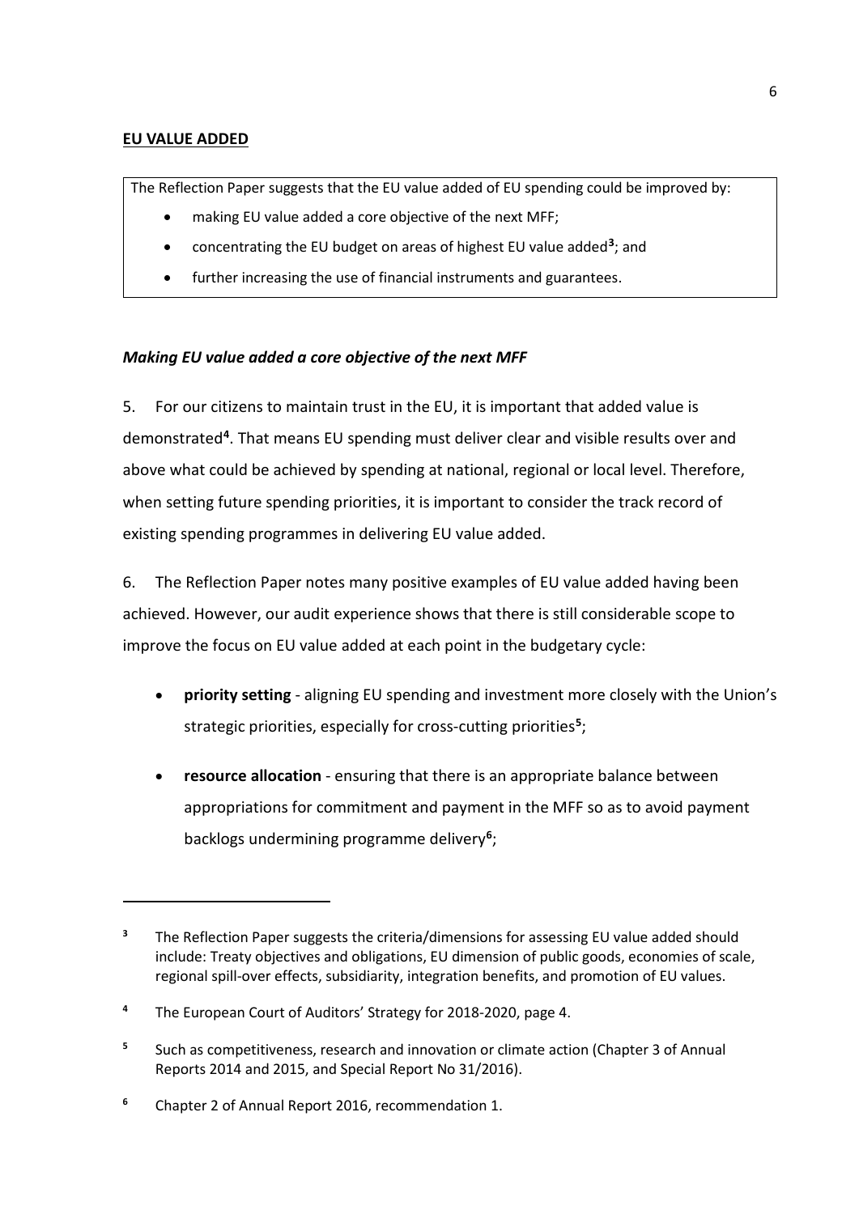**EU VALUE ADDED**

> The Reflection Paper suggests that the EU value added of EU spending could be improved by:
>
> - making EU value added a core objective of the next MFF;
> - concentrating the EU budget on areas of highest EU value added[3]; and
> - further increasing the use of financial instruments and guarantees.

### *Making EU value added a core objective of the next MFF*

5. For our citizens to maintain trust in the EU, it is important that added value is demonstrated[4]. That means EU spending must deliver clear and visible results over and above what could be achieved by spending at national, regional or local level. Therefore, when setting future spending priorities, it is important to consider the track record of existing spending programmes in delivering EU value added.

6. The Reflection Paper notes many positive examples of EU value added having been achieved. However, our audit experience shows that there is still considerable scope to improve the focus on EU value added at each point in the budgetary cycle:

- **priority setting** - aligning EU spending and investment more closely with the Union's strategic priorities, especially for cross-cutting priorities[5];
- **resource allocation** - ensuring that there is an appropriate balance between appropriations for commitment and payment in the MFF so as to avoid payment backlogs undermining programme delivery[6];

---

[3] The Reflection Paper suggests the criteria/dimensions for assessing EU value added should include: Treaty objectives and obligations, EU dimension of public goods, economies of scale, regional spill-over effects, subsidiarity, integration benefits, and promotion of EU values.

[4] The European Court of Auditors' Strategy for 2018-2020, page 4.

[5] Such as competitiveness, research and innovation or climate action (Chapter 3 of Annual Reports 2014 and 2015, and Special Report No 31/2016).

[6] Chapter 2 of Annual Report 2016, recommendation 1.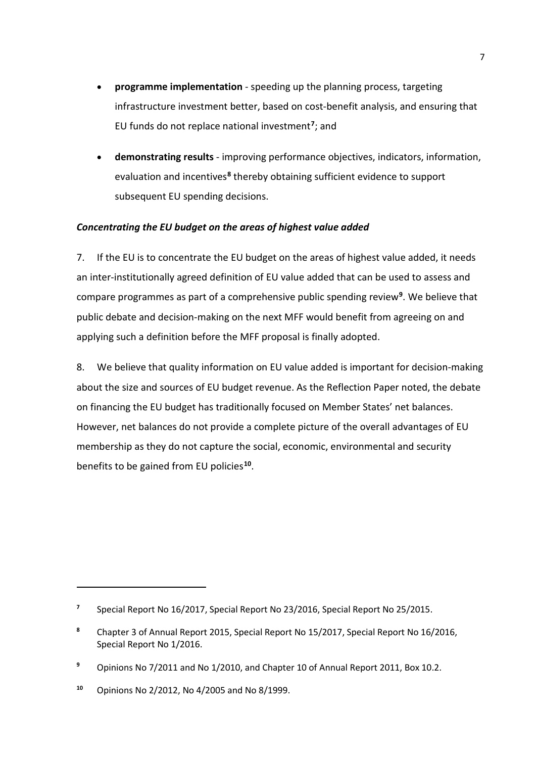- **programme implementation** - speeding up the planning process, targeting infrastructure investment better, based on cost-benefit analysis, and ensuring that EU funds do not replace national investment[7]; and

- **demonstrating results** - improving performance objectives, indicators, information, evaluation and incentives[8] thereby obtaining sufficient evidence to support subsequent EU spending decisions.

***Concentrating the EU budget on the areas of highest value added***

7. If the EU is to concentrate the EU budget on the areas of highest value added, it needs an inter-institutionally agreed definition of EU value added that can be used to assess and compare programmes as part of a comprehensive public spending review[9]. We believe that public debate and decision-making on the next MFF would benefit from agreeing on and applying such a definition before the MFF proposal is finally adopted.

8. We believe that quality information on EU value added is important for decision-making about the size and sources of EU budget revenue. As the Reflection Paper noted, the debate on financing the EU budget has traditionally focused on Member States' net balances. However, net balances do not provide a complete picture of the overall advantages of EU membership as they do not capture the social, economic, environmental and security benefits to be gained from EU policies[10].

---

[7] Special Report No 16/2017, Special Report No 23/2016, Special Report No 25/2015.

[8] Chapter 3 of Annual Report 2015, Special Report No 15/2017, Special Report No 16/2016, Special Report No 1/2016.

[9] Opinions No 7/2011 and No 1/2010, and Chapter 10 of Annual Report 2011, Box 10.2.

[10] Opinions No 2/2012, No 4/2005 and No 8/1999.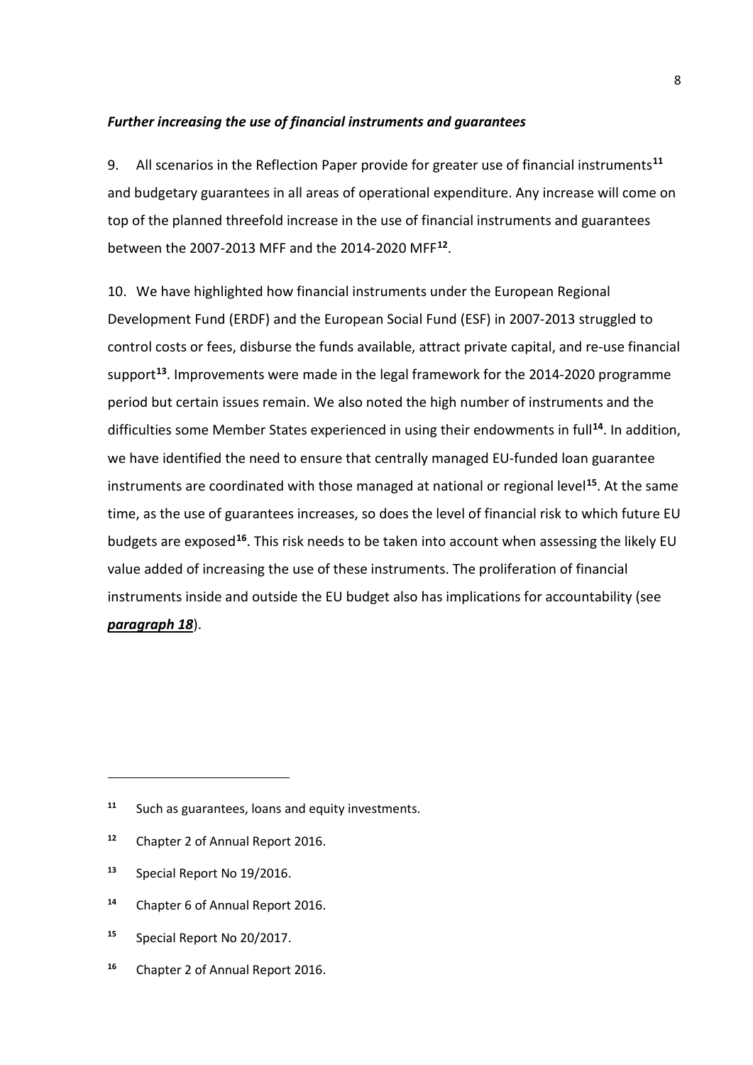***Further increasing the use of financial instruments and guarantees***

9. All scenarios in the Reflection Paper provide for greater use of financial instruments[11] and budgetary guarantees in all areas of operational expenditure. Any increase will come on top of the planned threefold increase in the use of financial instruments and guarantees between the 2007-2013 MFF and the 2014-2020 MFF[12].

10. We have highlighted how financial instruments under the European Regional Development Fund (ERDF) and the European Social Fund (ESF) in 2007-2013 struggled to control costs or fees, disburse the funds available, attract private capital, and re-use financial support[13]. Improvements were made in the legal framework for the 2014-2020 programme period but certain issues remain. We also noted the high number of instruments and the difficulties some Member States experienced in using their endowments in full[14]. In addition, we have identified the need to ensure that centrally managed EU-funded loan guarantee instruments are coordinated with those managed at national or regional level[15]. At the same time, as the use of guarantees increases, so does the level of financial risk to which future EU budgets are exposed[16]. This risk needs to be taken into account when assessing the likely EU value added of increasing the use of these instruments. The proliferation of financial instruments inside and outside the EU budget also has implications for accountability (see ***paragraph 18***).

---

[11] Such as guarantees, loans and equity investments.

[12] Chapter 2 of Annual Report 2016.

[13] Special Report No 19/2016.

[14] Chapter 6 of Annual Report 2016.

[15] Special Report No 20/2017.

[16] Chapter 2 of Annual Report 2016.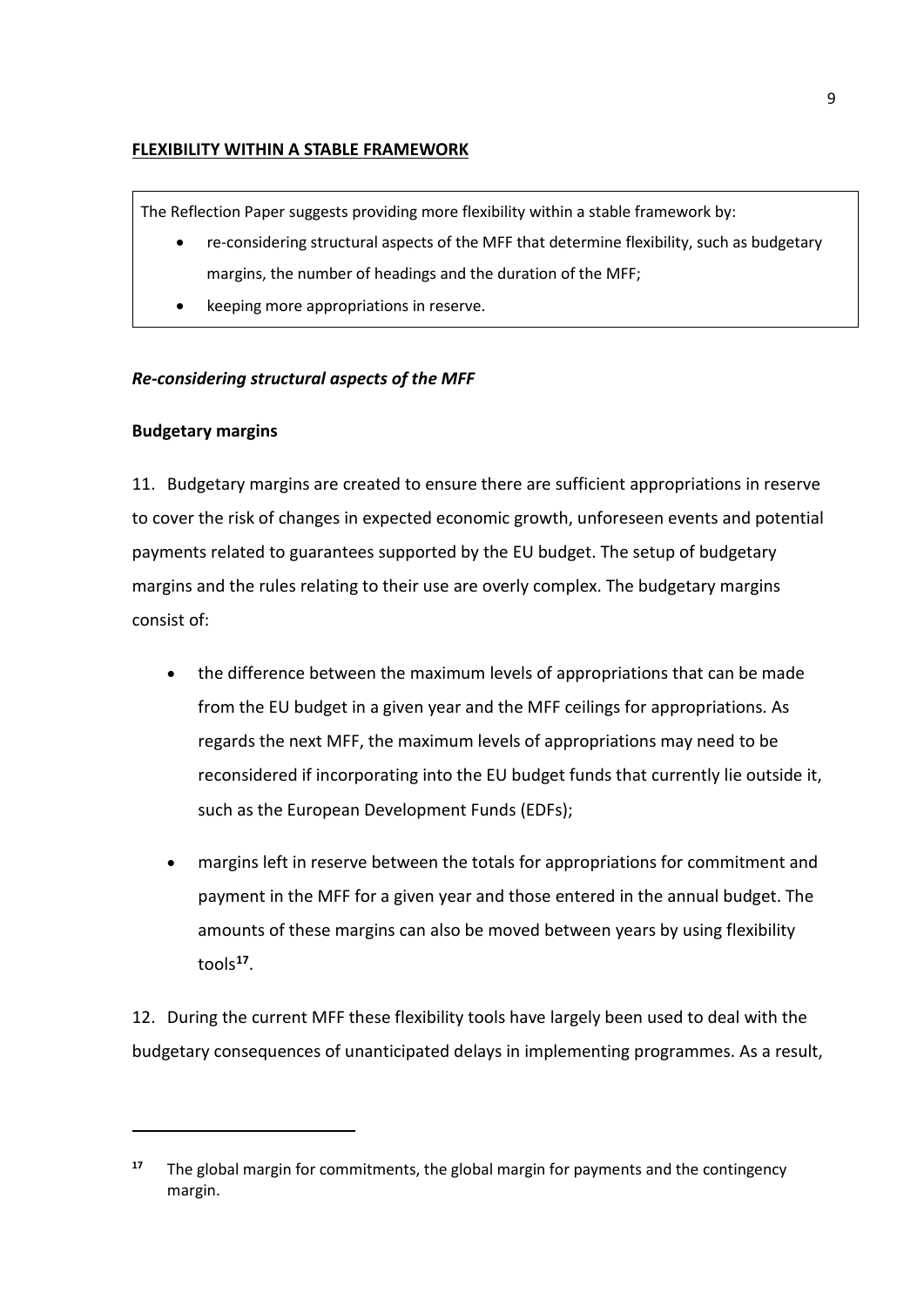**FLEXIBILITY WITHIN A STABLE FRAMEWORK**

The Reflection Paper suggests providing more flexibility within a stable framework by:

- re-considering structural aspects of the MFF that determine flexibility, such as budgetary margins, the number of headings and the duration of the MFF;
- keeping more appropriations in reserve.

***Re-considering structural aspects of the MFF***

**Budgetary margins**

11. Budgetary margins are created to ensure there are sufficient appropriations in reserve to cover the risk of changes in expected economic growth, unforeseen events and potential payments related to guarantees supported by the EU budget. The setup of budgetary margins and the rules relating to their use are overly complex. The budgetary margins consist of:

- the difference between the maximum levels of appropriations that can be made from the EU budget in a given year and the MFF ceilings for appropriations. As regards the next MFF, the maximum levels of appropriations may need to be reconsidered if incorporating into the EU budget funds that currently lie outside it, such as the European Development Funds (EDFs);

- margins left in reserve between the totals for appropriations for commitment and payment in the MFF for a given year and those entered in the annual budget. The amounts of these margins can also be moved between years by using flexibility tools[17].

12. During the current MFF these flexibility tools have largely been used to deal with the budgetary consequences of unanticipated delays in implementing programmes. As a result,

[17] The global margin for commitments, the global margin for payments and the contingency margin.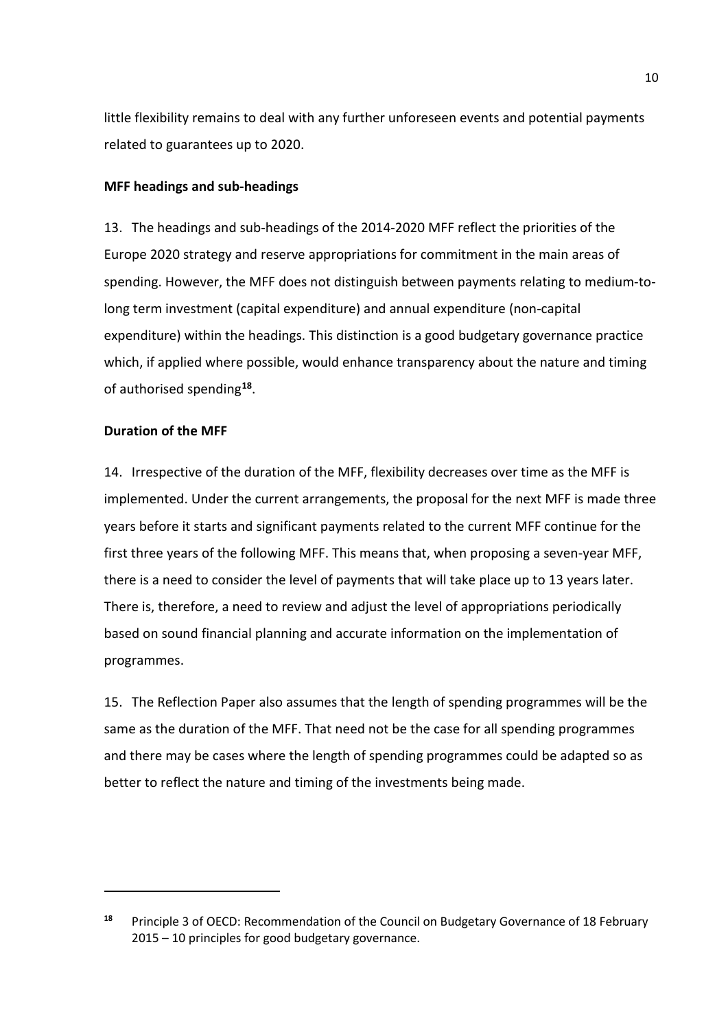little flexibility remains to deal with any further unforeseen events and potential payments related to guarantees up to 2020.

**MFF headings and sub-headings**

13. The headings and sub-headings of the 2014-2020 MFF reflect the priorities of the Europe 2020 strategy and reserve appropriations for commitment in the main areas of spending. However, the MFF does not distinguish between payments relating to medium-to-long term investment (capital expenditure) and annual expenditure (non-capital expenditure) within the headings. This distinction is a good budgetary governance practice which, if applied where possible, would enhance transparency about the nature and timing of authorised spending[18].

**Duration of the MFF**

14. Irrespective of the duration of the MFF, flexibility decreases over time as the MFF is implemented. Under the current arrangements, the proposal for the next MFF is made three years before it starts and significant payments related to the current MFF continue for the first three years of the following MFF. This means that, when proposing a seven-year MFF, there is a need to consider the level of payments that will take place up to 13 years later. There is, therefore, a need to review and adjust the level of appropriations periodically based on sound financial planning and accurate information on the implementation of programmes.

15. The Reflection Paper also assumes that the length of spending programmes will be the same as the duration of the MFF. That need not be the case for all spending programmes and there may be cases where the length of spending programmes could be adapted so as better to reflect the nature and timing of the investments being made.

---

[18] Principle 3 of OECD: Recommendation of the Council on Budgetary Governance of 18 February 2015 – 10 principles for good budgetary governance.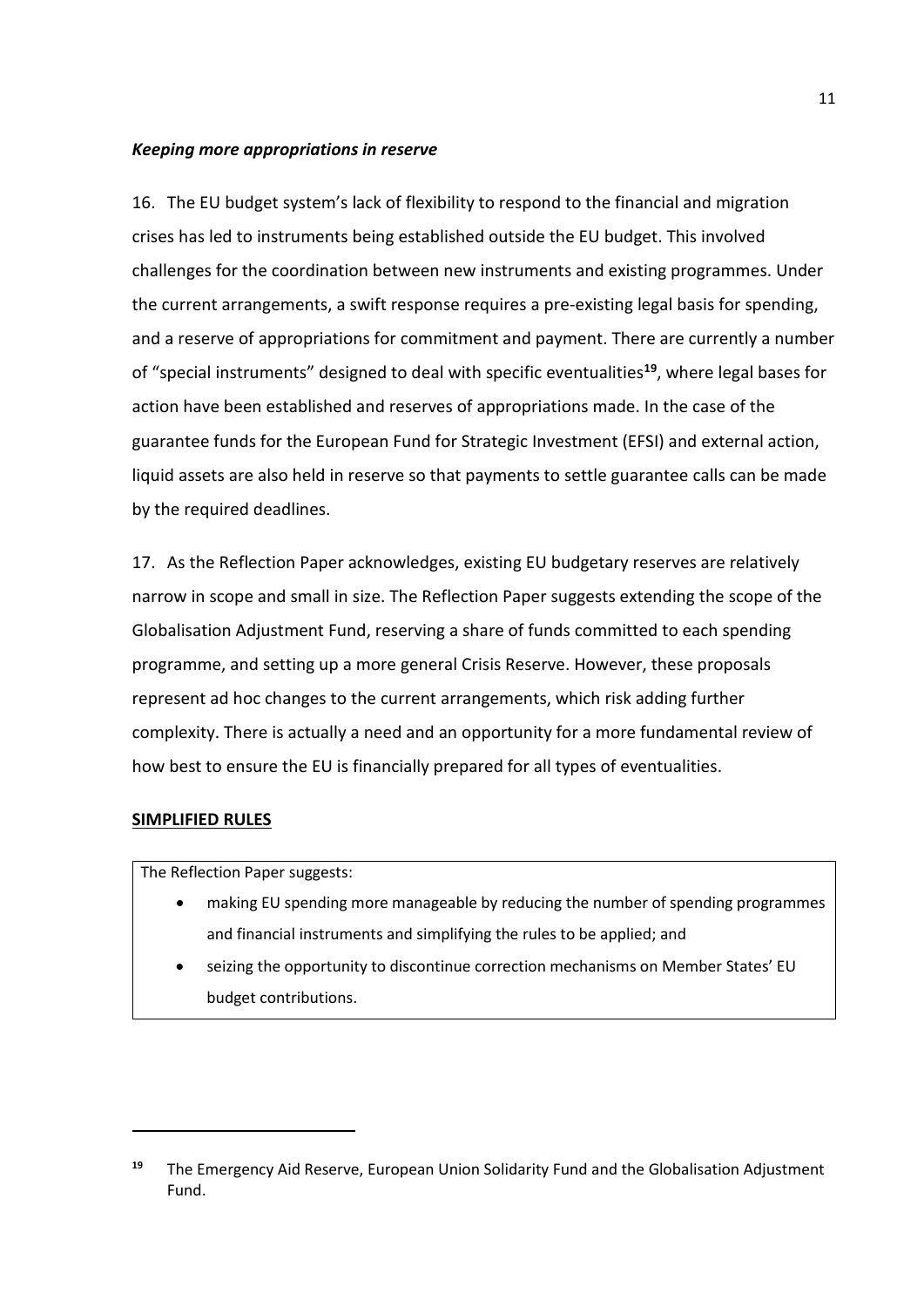***Keeping more appropriations in reserve***

16. The EU budget system's lack of flexibility to respond to the financial and migration crises has led to instruments being established outside the EU budget. This involved challenges for the coordination between new instruments and existing programmes. Under the current arrangements, a swift response requires a pre-existing legal basis for spending, and a reserve of appropriations for commitment and payment. There are currently a number of "special instruments" designed to deal with specific eventualities[19], where legal bases for action have been established and reserves of appropriations made. In the case of the guarantee funds for the European Fund for Strategic Investment (EFSI) and external action, liquid assets are also held in reserve so that payments to settle guarantee calls can be made by the required deadlines.

17. As the Reflection Paper acknowledges, existing EU budgetary reserves are relatively narrow in scope and small in size. The Reflection Paper suggests extending the scope of the Globalisation Adjustment Fund, reserving a share of funds committed to each spending programme, and setting up a more general Crisis Reserve. However, these proposals represent ad hoc changes to the current arrangements, which risk adding further complexity. There is actually a need and an opportunity for a more fundamental review of how best to ensure the EU is financially prepared for all types of eventualities.

## SIMPLIFIED RULES

The Reflection Paper suggests:

- making EU spending more manageable by reducing the number of spending programmes and financial instruments and simplifying the rules to be applied; and
- seizing the opportunity to discontinue correction mechanisms on Member States' EU budget contributions.

---

[19] The Emergency Aid Reserve, European Union Solidarity Fund and the Globalisation Adjustment Fund.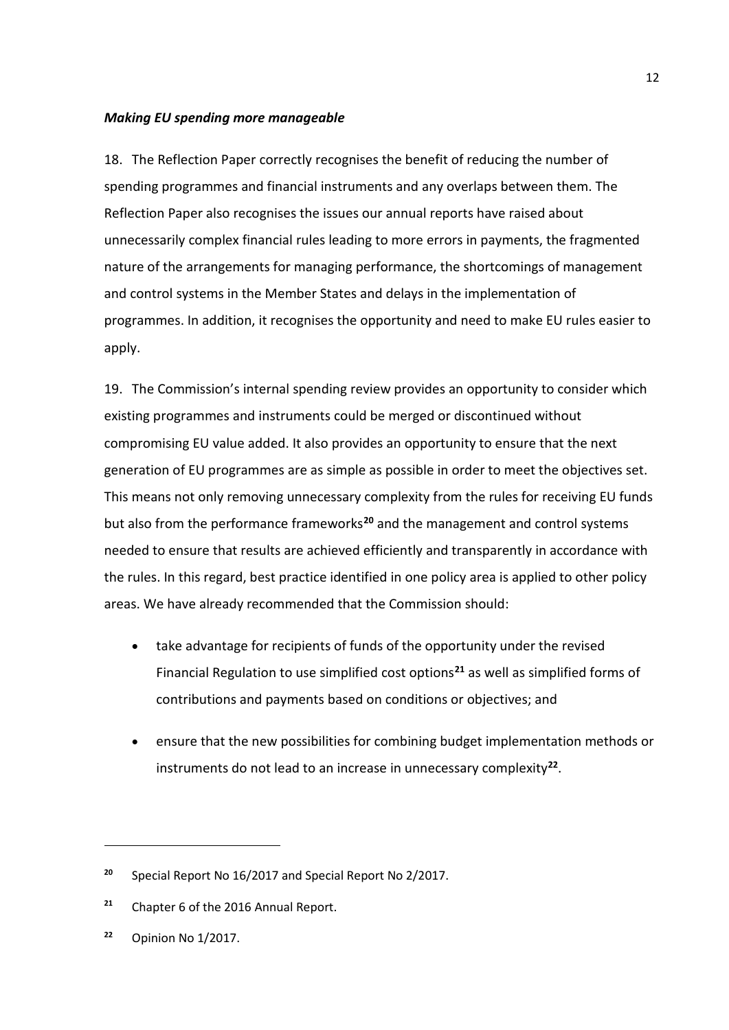***Making EU spending more manageable***

18. The Reflection Paper correctly recognises the benefit of reducing the number of spending programmes and financial instruments and any overlaps between them. The Reflection Paper also recognises the issues our annual reports have raised about unnecessarily complex financial rules leading to more errors in payments, the fragmented nature of the arrangements for managing performance, the shortcomings of management and control systems in the Member States and delays in the implementation of programmes. In addition, it recognises the opportunity and need to make EU rules easier to apply.

19. The Commission's internal spending review provides an opportunity to consider which existing programmes and instruments could be merged or discontinued without compromising EU value added. It also provides an opportunity to ensure that the next generation of EU programmes are as simple as possible in order to meet the objectives set. This means not only removing unnecessary complexity from the rules for receiving EU funds but also from the performance frameworks[20] and the management and control systems needed to ensure that results are achieved efficiently and transparently in accordance with the rules. In this regard, best practice identified in one policy area is applied to other policy areas. We have already recommended that the Commission should:

- take advantage for recipients of funds of the opportunity under the revised Financial Regulation to use simplified cost options[21] as well as simplified forms of contributions and payments based on conditions or objectives; and
- ensure that the new possibilities for combining budget implementation methods or instruments do not lead to an increase in unnecessary complexity[22].

---

[20] Special Report No 16/2017 and Special Report No 2/2017.

[21] Chapter 6 of the 2016 Annual Report.

[22] Opinion No 1/2017.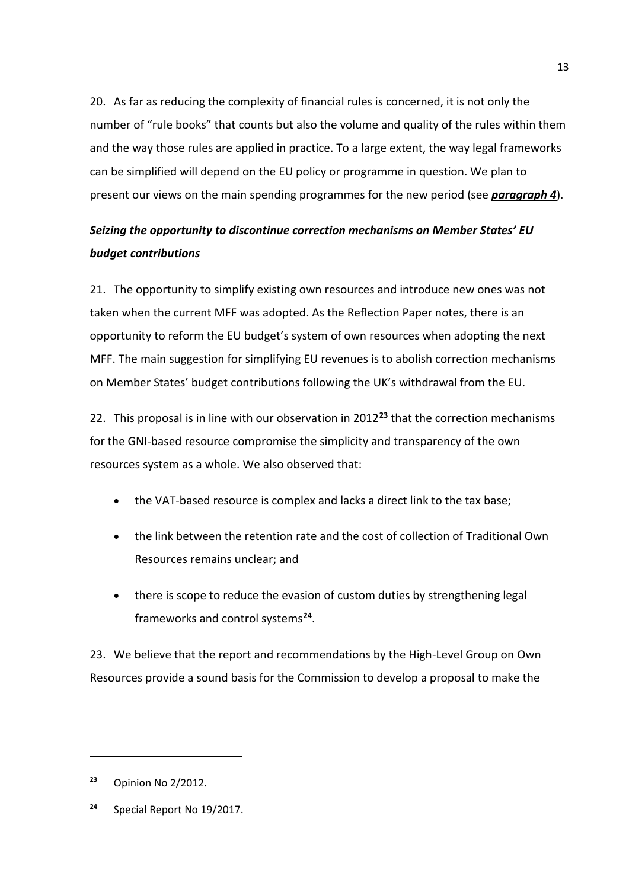20. As far as reducing the complexity of financial rules is concerned, it is not only the number of "rule books" that counts but also the volume and quality of the rules within them and the way those rules are applied in practice. To a large extent, the way legal frameworks can be simplified will depend on the EU policy or programme in question. We plan to present our views on the main spending programmes for the new period (see ***paragraph 4***).

### *Seizing the opportunity to discontinue correction mechanisms on Member States' EU budget contributions*

21. The opportunity to simplify existing own resources and introduce new ones was not taken when the current MFF was adopted. As the Reflection Paper notes, there is an opportunity to reform the EU budget's system of own resources when adopting the next MFF. The main suggestion for simplifying EU revenues is to abolish correction mechanisms on Member States' budget contributions following the UK's withdrawal from the EU.

22. This proposal is in line with our observation in 2012[23] that the correction mechanisms for the GNI-based resource compromise the simplicity and transparency of the own resources system as a whole. We also observed that:

- the VAT-based resource is complex and lacks a direct link to the tax base;
- the link between the retention rate and the cost of collection of Traditional Own Resources remains unclear; and
- there is scope to reduce the evasion of custom duties by strengthening legal frameworks and control systems[24].

23. We believe that the report and recommendations by the High-Level Group on Own Resources provide a sound basis for the Commission to develop a proposal to make the

---

[23] Opinion No 2/2012.

[24] Special Report No 19/2017.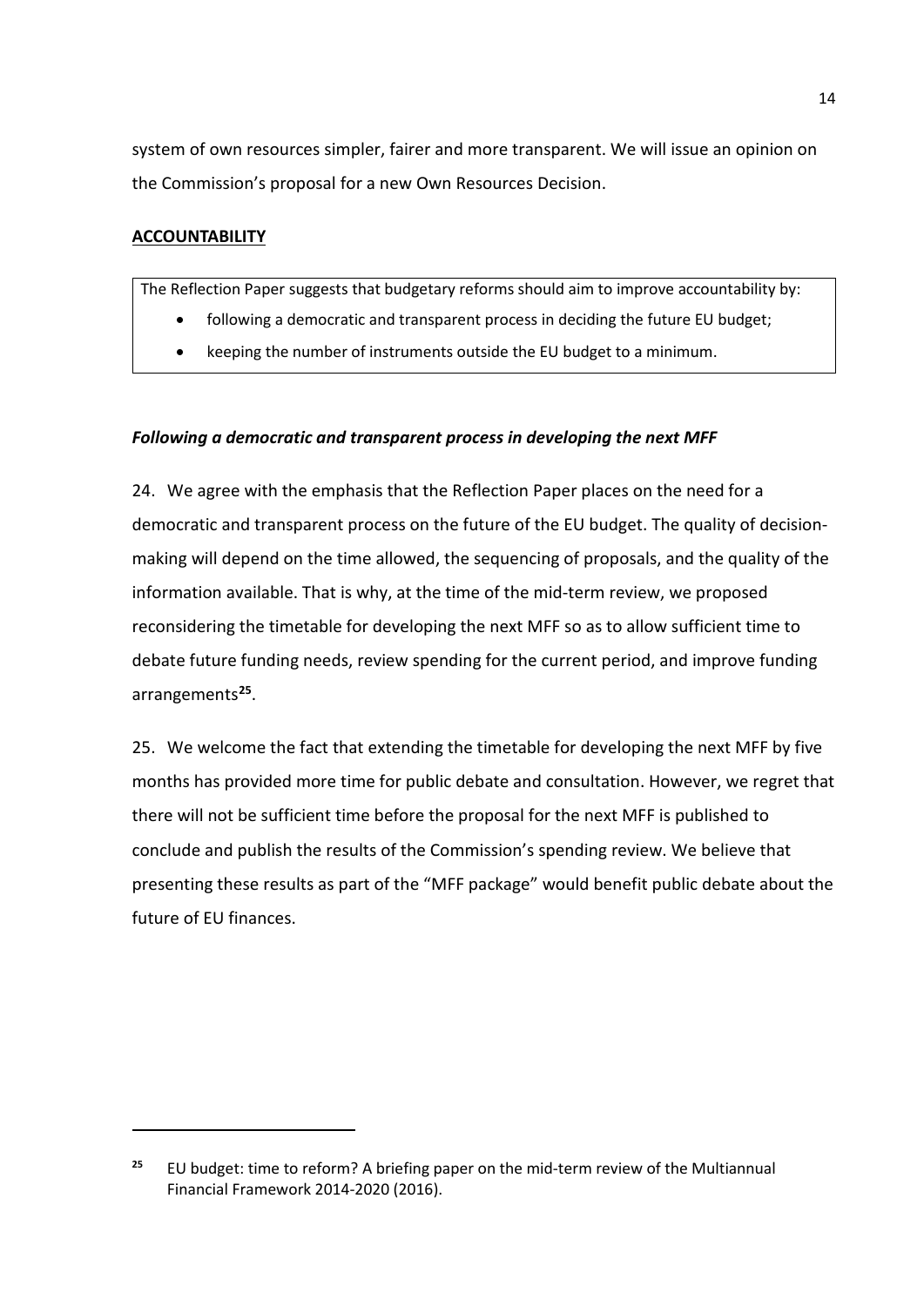system of own resources simpler, fairer and more transparent. We will issue an opinion on the Commission's proposal for a new Own Resources Decision.

## **ACCOUNTABILITY**

> The Reflection Paper suggests that budgetary reforms should aim to improve accountability by:
>
> - following a democratic and transparent process in deciding the future EU budget;
> - keeping the number of instruments outside the EU budget to a minimum.

### ***Following a democratic and transparent process in developing the next MFF***

24. We agree with the emphasis that the Reflection Paper places on the need for a democratic and transparent process on the future of the EU budget. The quality of decision-making will depend on the time allowed, the sequencing of proposals, and the quality of the information available. That is why, at the time of the mid-term review, we proposed reconsidering the timetable for developing the next MFF so as to allow sufficient time to debate future funding needs, review spending for the current period, and improve funding arrangements[25].

25. We welcome the fact that extending the timetable for developing the next MFF by five months has provided more time for public debate and consultation. However, we regret that there will not be sufficient time before the proposal for the next MFF is published to conclude and publish the results of the Commission's spending review. We believe that presenting these results as part of the "MFF package" would benefit public debate about the future of EU finances.

---

[25] EU budget: time to reform? A briefing paper on the mid-term review of the Multiannual Financial Framework 2014-2020 (2016).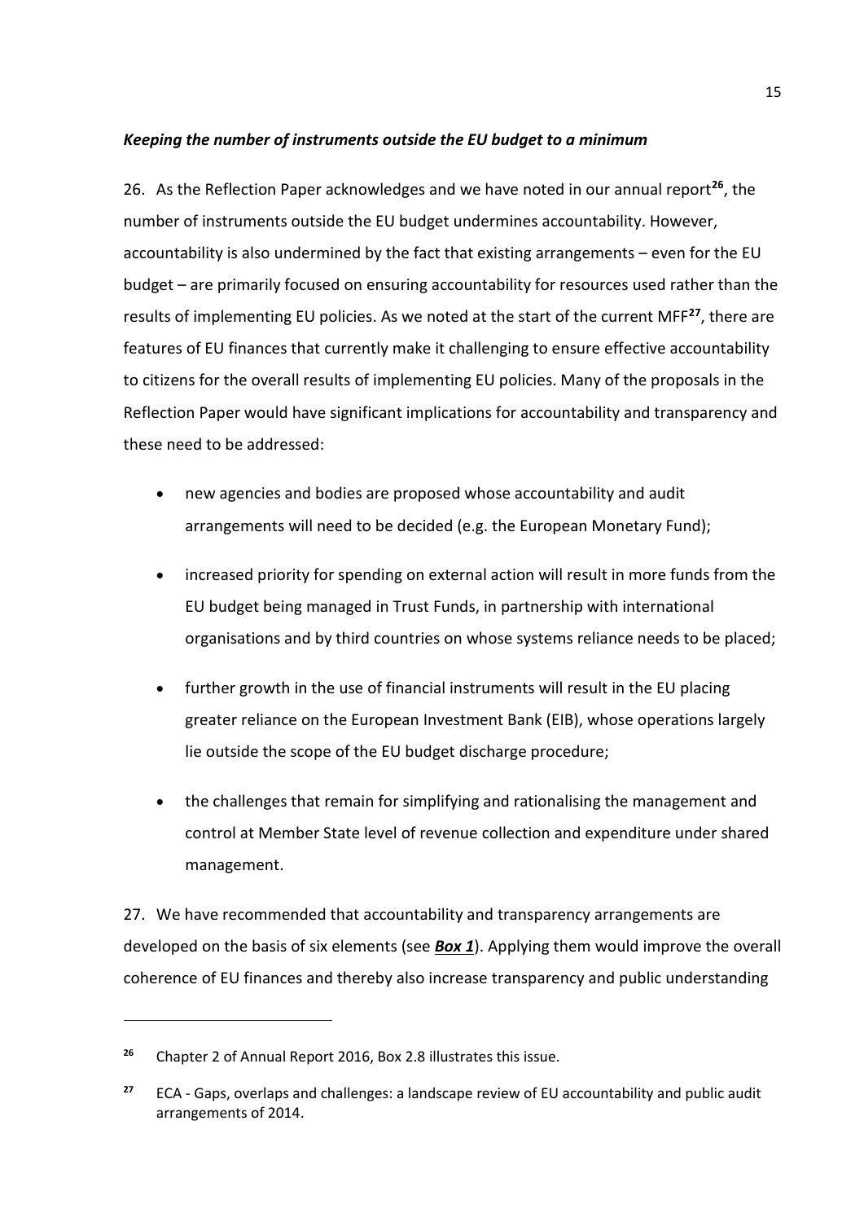***Keeping the number of instruments outside the EU budget to a minimum***

26. As the Reflection Paper acknowledges and we have noted in our annual report[26], the number of instruments outside the EU budget undermines accountability. However, accountability is also undermined by the fact that existing arrangements – even for the EU budget – are primarily focused on ensuring accountability for resources used rather than the results of implementing EU policies. As we noted at the start of the current MFF[27], there are features of EU finances that currently make it challenging to ensure effective accountability to citizens for the overall results of implementing EU policies. Many of the proposals in the Reflection Paper would have significant implications for accountability and transparency and these need to be addressed:

- new agencies and bodies are proposed whose accountability and audit arrangements will need to be decided (e.g. the European Monetary Fund);
- increased priority for spending on external action will result in more funds from the EU budget being managed in Trust Funds, in partnership with international organisations and by third countries on whose systems reliance needs to be placed;
- further growth in the use of financial instruments will result in the EU placing greater reliance on the European Investment Bank (EIB), whose operations largely lie outside the scope of the EU budget discharge procedure;
- the challenges that remain for simplifying and rationalising the management and control at Member State level of revenue collection and expenditure under shared management.

27. We have recommended that accountability and transparency arrangements are developed on the basis of six elements (see ***Box 1***). Applying them would improve the overall coherence of EU finances and thereby also increase transparency and public understanding

---

[26] Chapter 2 of Annual Report 2016, Box 2.8 illustrates this issue.

[27] ECA - Gaps, overlaps and challenges: a landscape review of EU accountability and public audit arrangements of 2014.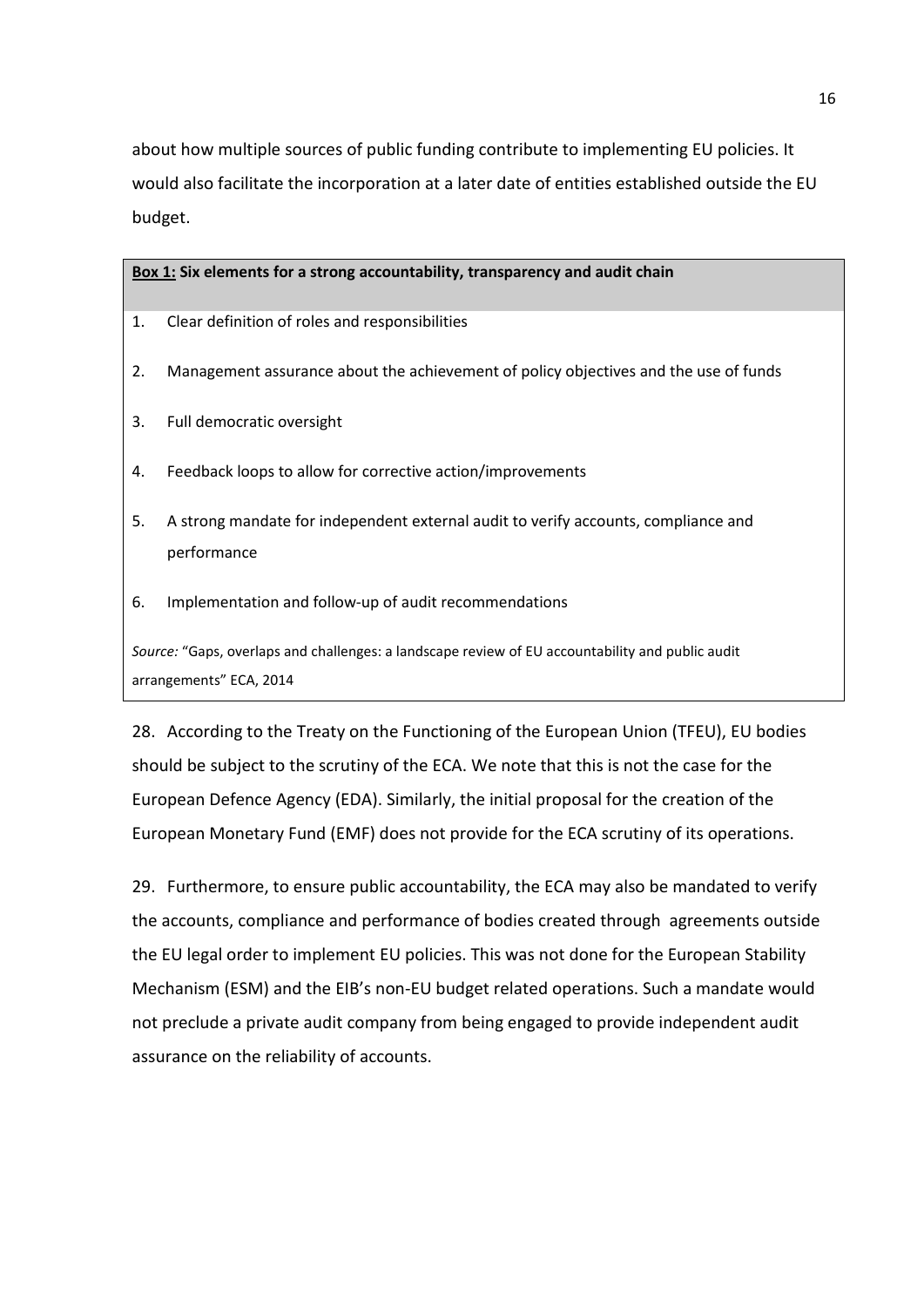about how multiple sources of public funding contribute to implementing EU policies. It would also facilitate the incorporation at a later date of entities established outside the EU budget.

**Box 1: Six elements for a strong accountability, transparency and audit chain**

1. Clear definition of roles and responsibilities
2. Management assurance about the achievement of policy objectives and the use of funds
3. Full democratic oversight
4. Feedback loops to allow for corrective action/improvements
5. A strong mandate for independent external audit to verify accounts, compliance and performance
6. Implementation and follow-up of audit recommendations

*Source:* "Gaps, overlaps and challenges: a landscape review of EU accountability and public audit arrangements" ECA, 2014

28. According to the Treaty on the Functioning of the European Union (TFEU), EU bodies should be subject to the scrutiny of the ECA. We note that this is not the case for the European Defence Agency (EDA). Similarly, the initial proposal for the creation of the European Monetary Fund (EMF) does not provide for the ECA scrutiny of its operations.

29. Furthermore, to ensure public accountability, the ECA may also be mandated to verify the accounts, compliance and performance of bodies created through agreements outside the EU legal order to implement EU policies. This was not done for the European Stability Mechanism (ESM) and the EIB's non-EU budget related operations. Such a mandate would not preclude a private audit company from being engaged to provide independent audit assurance on the reliability of accounts.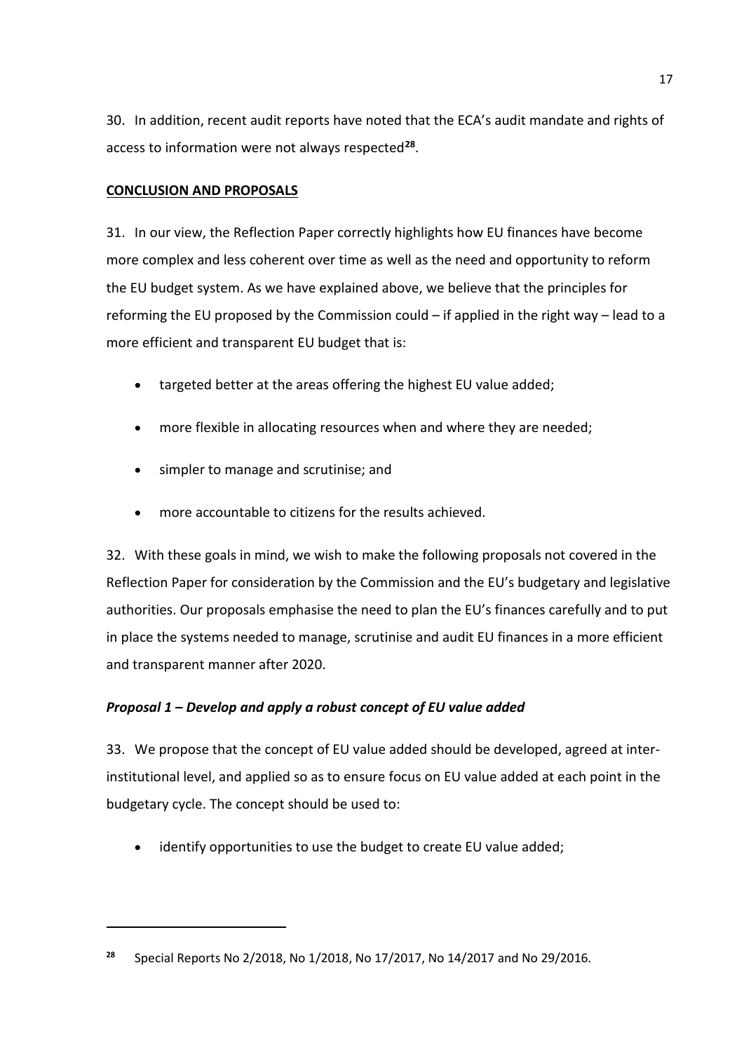30. In addition, recent audit reports have noted that the ECA's audit mandate and rights of access to information were not always respected[28].

**CONCLUSION AND PROPOSALS**

31. In our view, the Reflection Paper correctly highlights how EU finances have become more complex and less coherent over time as well as the need and opportunity to reform the EU budget system. As we have explained above, we believe that the principles for reforming the EU proposed by the Commission could – if applied in the right way – lead to a more efficient and transparent EU budget that is:

- targeted better at the areas offering the highest EU value added;
- more flexible in allocating resources when and where they are needed;
- simpler to manage and scrutinise; and
- more accountable to citizens for the results achieved.

32. With these goals in mind, we wish to make the following proposals not covered in the Reflection Paper for consideration by the Commission and the EU's budgetary and legislative authorities. Our proposals emphasise the need to plan the EU's finances carefully and to put in place the systems needed to manage, scrutinise and audit EU finances in a more efficient and transparent manner after 2020.

***Proposal 1 – Develop and apply a robust concept of EU value added***

33. We propose that the concept of EU value added should be developed, agreed at inter-institutional level, and applied so as to ensure focus on EU value added at each point in the budgetary cycle. The concept should be used to:

- identify opportunities to use the budget to create EU value added;

[28] Special Reports No 2/2018, No 1/2018, No 17/2017, No 14/2017 and No 29/2016.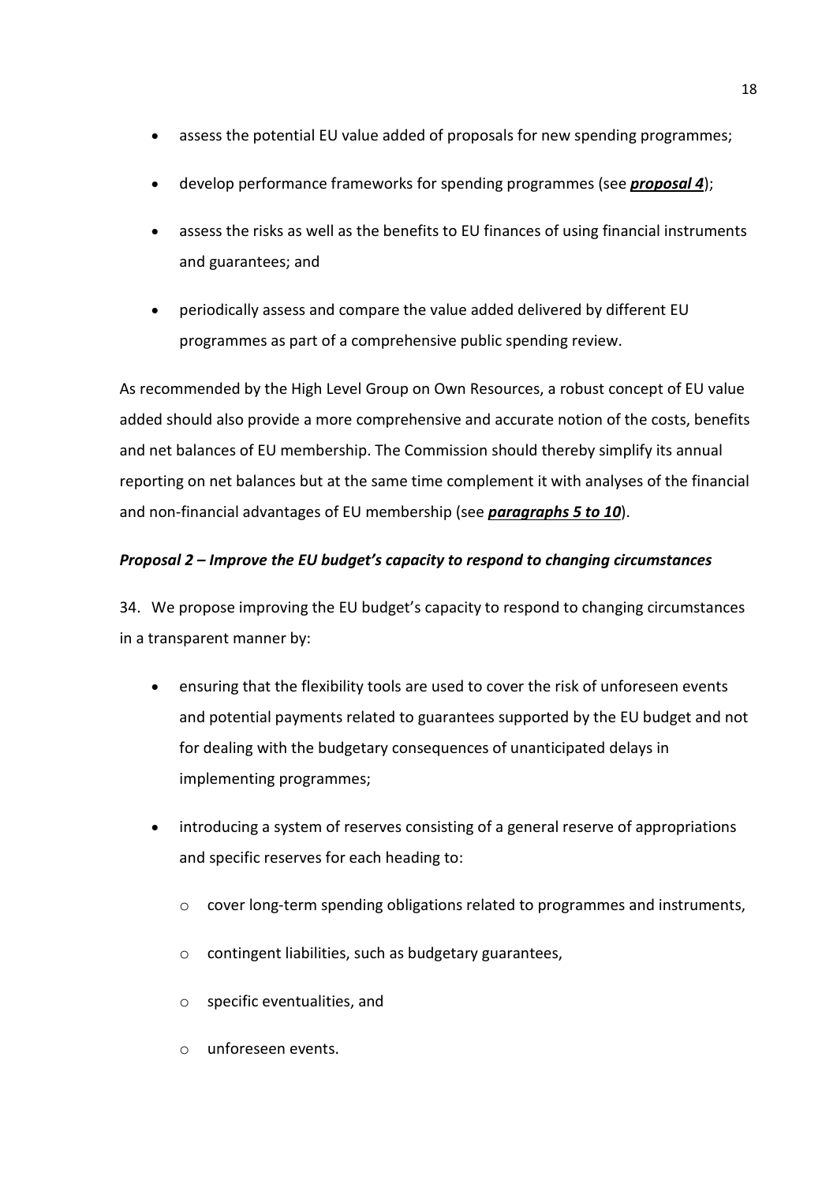- assess the potential EU value added of proposals for new spending programmes;
- develop performance frameworks for spending programmes (see ***proposal 4***);
- assess the risks as well as the benefits to EU finances of using financial instruments and guarantees; and
- periodically assess and compare the value added delivered by different EU programmes as part of a comprehensive public spending review.

As recommended by the High Level Group on Own Resources, a robust concept of EU value added should also provide a more comprehensive and accurate notion of the costs, benefits and net balances of EU membership. The Commission should thereby simplify its annual reporting on net balances but at the same time complement it with analyses of the financial and non-financial advantages of EU membership (see ***paragraphs 5 to 10***).

### *Proposal 2 – Improve the EU budget's capacity to respond to changing circumstances*

34. We propose improving the EU budget's capacity to respond to changing circumstances in a transparent manner by:

- ensuring that the flexibility tools are used to cover the risk of unforeseen events and potential payments related to guarantees supported by the EU budget and not for dealing with the budgetary consequences of unanticipated delays in implementing programmes;
- introducing a system of reserves consisting of a general reserve of appropriations and specific reserves for each heading to:
  - cover long-term spending obligations related to programmes and instruments,
  - contingent liabilities, such as budgetary guarantees,
  - specific eventualities, and
  - unforeseen events.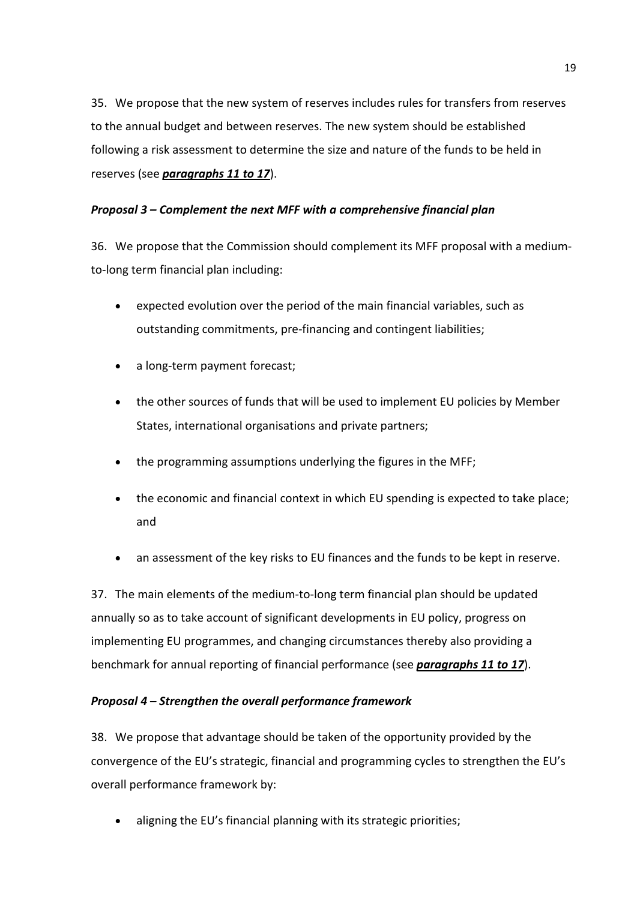35. We propose that the new system of reserves includes rules for transfers from reserves to the annual budget and between reserves. The new system should be established following a risk assessment to determine the size and nature of the funds to be held in reserves (see ***paragraphs 11 to 17***).

### *Proposal 3 – Complement the next MFF with a comprehensive financial plan*

36. We propose that the Commission should complement its MFF proposal with a medium-to-long term financial plan including:

- expected evolution over the period of the main financial variables, such as outstanding commitments, pre-financing and contingent liabilities;
- a long-term payment forecast;
- the other sources of funds that will be used to implement EU policies by Member States, international organisations and private partners;
- the programming assumptions underlying the figures in the MFF;
- the economic and financial context in which EU spending is expected to take place; and
- an assessment of the key risks to EU finances and the funds to be kept in reserve.

37. The main elements of the medium-to-long term financial plan should be updated annually so as to take account of significant developments in EU policy, progress on implementing EU programmes, and changing circumstances thereby also providing a benchmark for annual reporting of financial performance (see ***paragraphs 11 to 17***).

### *Proposal 4 – Strengthen the overall performance framework*

38. We propose that advantage should be taken of the opportunity provided by the convergence of the EU's strategic, financial and programming cycles to strengthen the EU's overall performance framework by:

- aligning the EU's financial planning with its strategic priorities;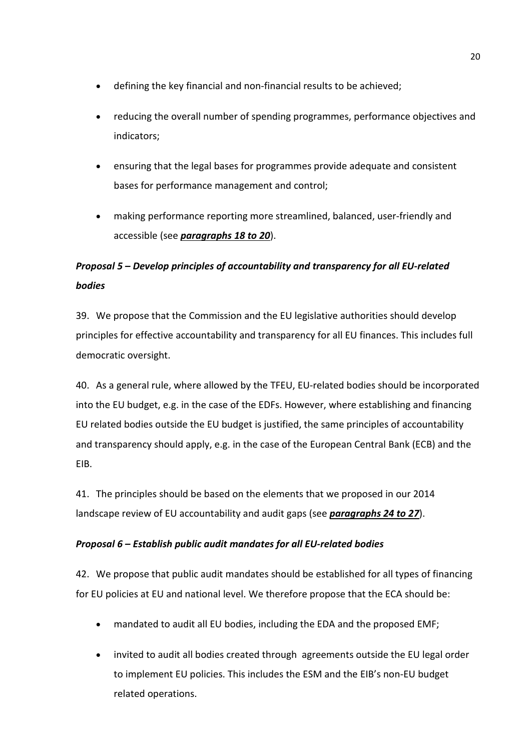- defining the key financial and non-financial results to be achieved;
- reducing the overall number of spending programmes, performance objectives and indicators;
- ensuring that the legal bases for programmes provide adequate and consistent bases for performance management and control;
- making performance reporting more streamlined, balanced, user-friendly and accessible (see ***paragraphs 18 to 20***).

### *Proposal 5 – Develop principles of accountability and transparency for all EU-related bodies*

39. We propose that the Commission and the EU legislative authorities should develop principles for effective accountability and transparency for all EU finances. This includes full democratic oversight.

40. As a general rule, where allowed by the TFEU, EU-related bodies should be incorporated into the EU budget, e.g. in the case of the EDFs. However, where establishing and financing EU related bodies outside the EU budget is justified, the same principles of accountability and transparency should apply, e.g. in the case of the European Central Bank (ECB) and the EIB.

41. The principles should be based on the elements that we proposed in our 2014 landscape review of EU accountability and audit gaps (see ***paragraphs 24 to 27***).

### *Proposal 6 – Establish public audit mandates for all EU-related bodies*

42. We propose that public audit mandates should be established for all types of financing for EU policies at EU and national level. We therefore propose that the ECA should be:

- mandated to audit all EU bodies, including the EDA and the proposed EMF;
- invited to audit all bodies created through agreements outside the EU legal order to implement EU policies. This includes the ESM and the EIB's non-EU budget related operations.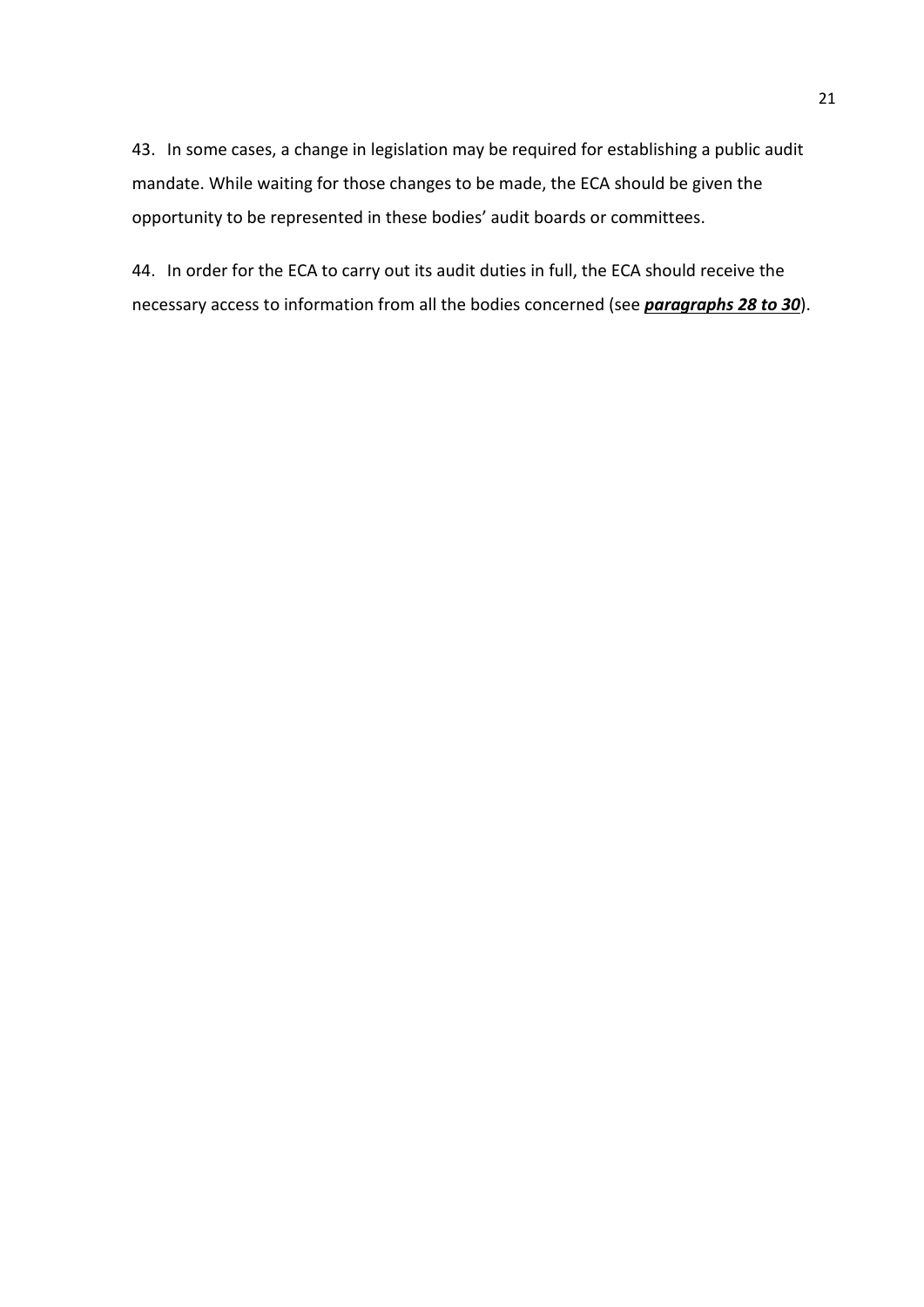43. In some cases, a change in legislation may be required for establishing a public audit mandate. While waiting for those changes to be made, the ECA should be given the opportunity to be represented in these bodies' audit boards or committees.

44. In order for the ECA to carry out its audit duties in full, the ECA should receive the necessary access to information from all the bodies concerned (see ***paragraphs 28 to 30***).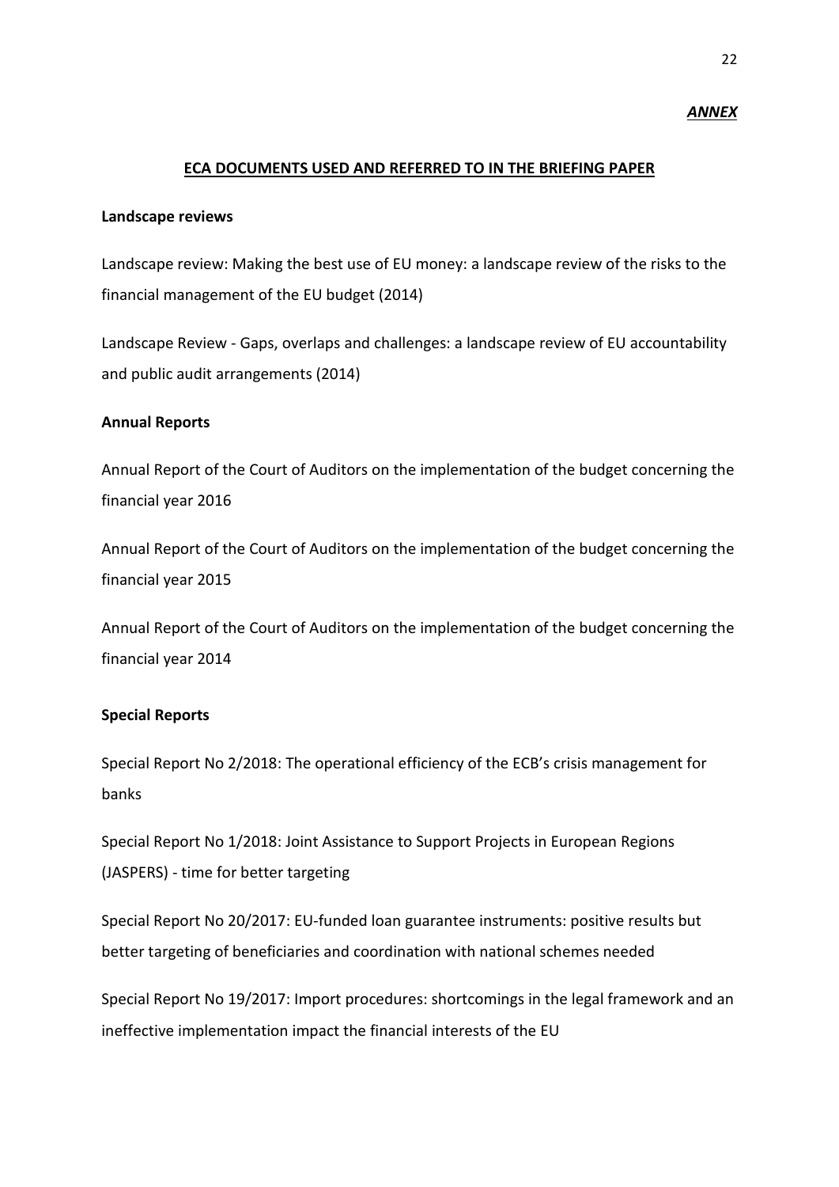***ANNEX***

## ECA DOCUMENTS USED AND REFERRED TO IN THE BRIEFING PAPER

**Landscape reviews**

Landscape review: Making the best use of EU money: a landscape review of the risks to the financial management of the EU budget (2014)

Landscape Review - Gaps, overlaps and challenges: a landscape review of EU accountability and public audit arrangements (2014)

**Annual Reports**

Annual Report of the Court of Auditors on the implementation of the budget concerning the financial year 2016

Annual Report of the Court of Auditors on the implementation of the budget concerning the financial year 2015

Annual Report of the Court of Auditors on the implementation of the budget concerning the financial year 2014

**Special Reports**

Special Report No 2/2018: The operational efficiency of the ECB's crisis management for banks

Special Report No 1/2018: Joint Assistance to Support Projects in European Regions (JASPERS) - time for better targeting

Special Report No 20/2017: EU-funded loan guarantee instruments: positive results but better targeting of beneficiaries and coordination with national schemes needed

Special Report No 19/2017: Import procedures: shortcomings in the legal framework and an ineffective implementation impact the financial interests of the EU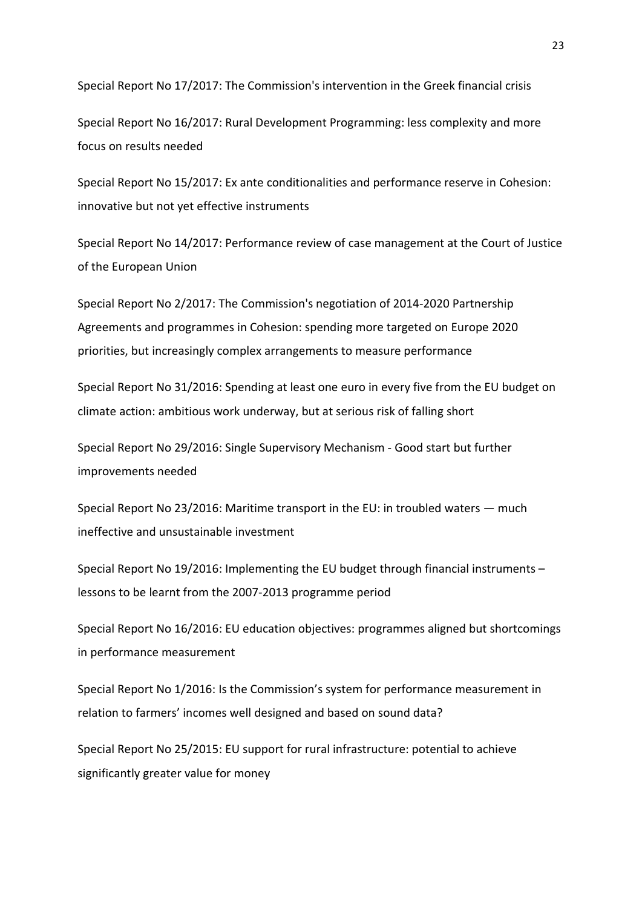Special Report No 17/2017: The Commission's intervention in the Greek financial crisis

Special Report No 16/2017: Rural Development Programming: less complexity and more focus on results needed

Special Report No 15/2017: Ex ante conditionalities and performance reserve in Cohesion: innovative but not yet effective instruments

Special Report No 14/2017: Performance review of case management at the Court of Justice of the European Union

Special Report No 2/2017: The Commission's negotiation of 2014-2020 Partnership Agreements and programmes in Cohesion: spending more targeted on Europe 2020 priorities, but increasingly complex arrangements to measure performance

Special Report No 31/2016: Spending at least one euro in every five from the EU budget on climate action: ambitious work underway, but at serious risk of falling short

Special Report No 29/2016: Single Supervisory Mechanism - Good start but further improvements needed

Special Report No 23/2016: Maritime transport in the EU: in troubled waters — much ineffective and unsustainable investment

Special Report No 19/2016: Implementing the EU budget through financial instruments – lessons to be learnt from the 2007-2013 programme period

Special Report No 16/2016: EU education objectives: programmes aligned but shortcomings in performance measurement

Special Report No 1/2016: Is the Commission's system for performance measurement in relation to farmers' incomes well designed and based on sound data?

Special Report No 25/2015: EU support for rural infrastructure: potential to achieve significantly greater value for money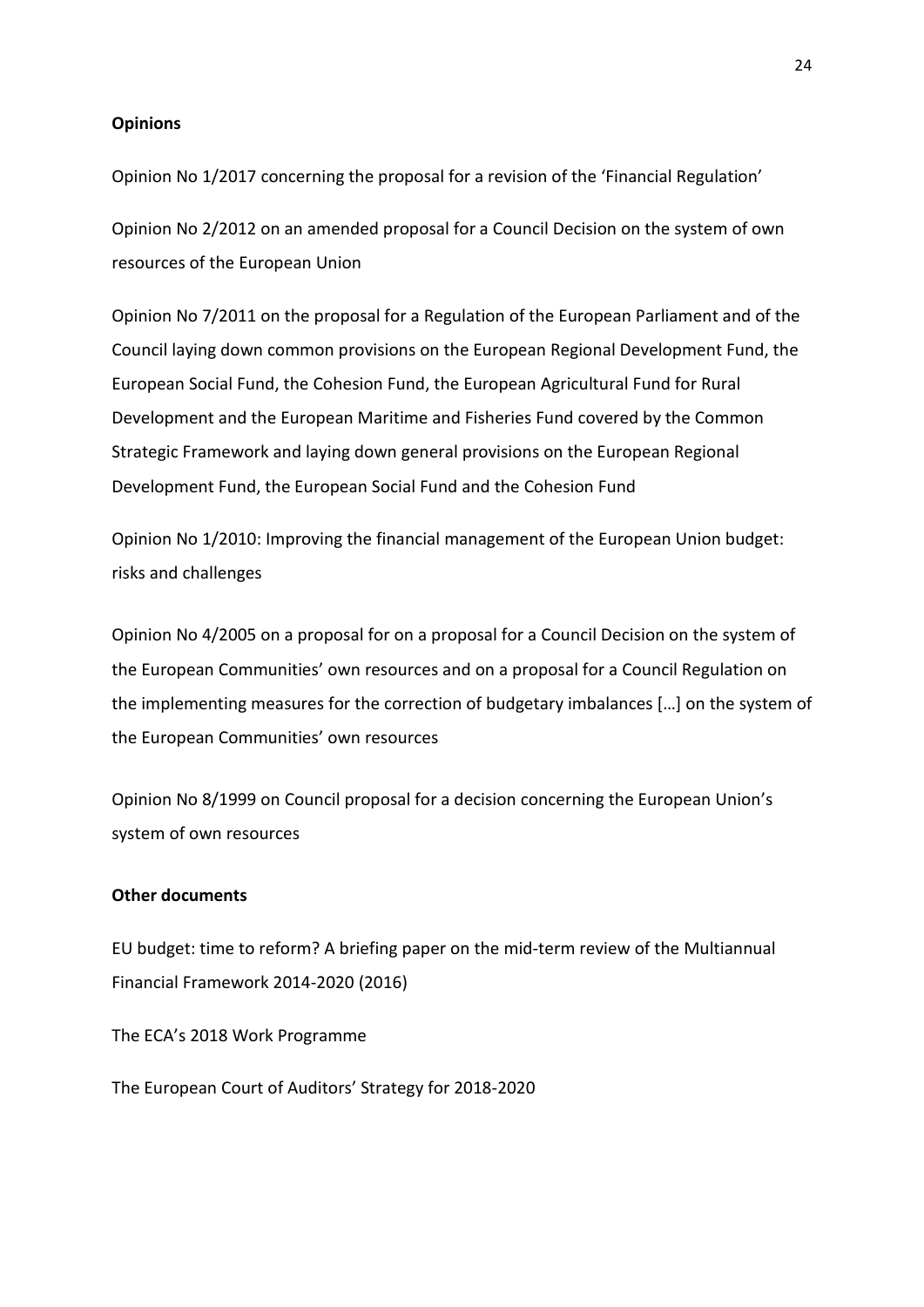**Opinions**

Opinion No 1/2017 concerning the proposal for a revision of the 'Financial Regulation'

Opinion No 2/2012 on an amended proposal for a Council Decision on the system of own resources of the European Union

Opinion No 7/2011 on the proposal for a Regulation of the European Parliament and of the Council laying down common provisions on the European Regional Development Fund, the European Social Fund, the Cohesion Fund, the European Agricultural Fund for Rural Development and the European Maritime and Fisheries Fund covered by the Common Strategic Framework and laying down general provisions on the European Regional Development Fund, the European Social Fund and the Cohesion Fund

Opinion No 1/2010: Improving the financial management of the European Union budget: risks and challenges

Opinion No 4/2005 on a proposal for on a proposal for a Council Decision on the system of the European Communities' own resources and on a proposal for a Council Regulation on the implementing measures for the correction of budgetary imbalances […] on the system of the European Communities' own resources

Opinion No 8/1999 on Council proposal for a decision concerning the European Union's system of own resources

**Other documents**

EU budget: time to reform? A briefing paper on the mid-term review of the Multiannual Financial Framework 2014-2020 (2016)

The ECA's 2018 Work Programme

The European Court of Auditors' Strategy for 2018-2020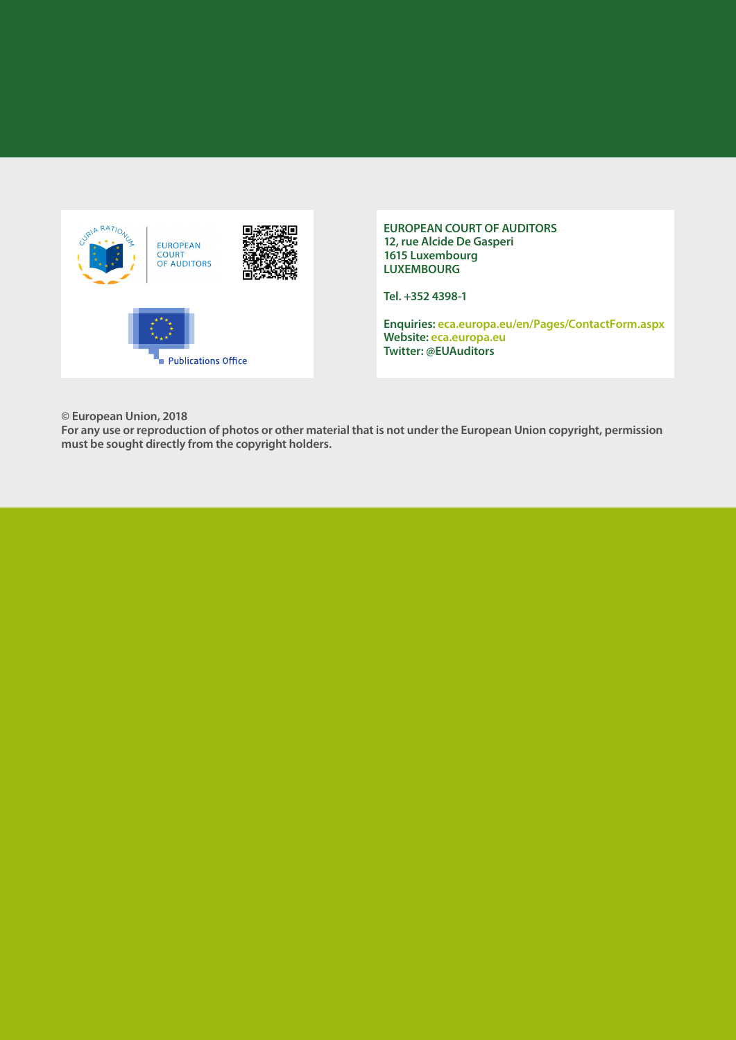EUROPEAN COURT OF AUDITORS

**EUROPEAN COURT OF AUDITORS**
**12, rue Alcide De Gasperi**
**1615 Luxembourg**
**LUXEMBOURG**

**Tel. +352 4398-1**

**Enquiries:** eca.europa.eu/en/Pages/ContactForm.aspx
**Website:** eca.europa.eu
**Twitter:** @EUAuditors

Publications Office

© European Union, 2018
For any use or reproduction of photos or other material that is not under the European Union copyright, permission must be sought directly from the copyright holders.